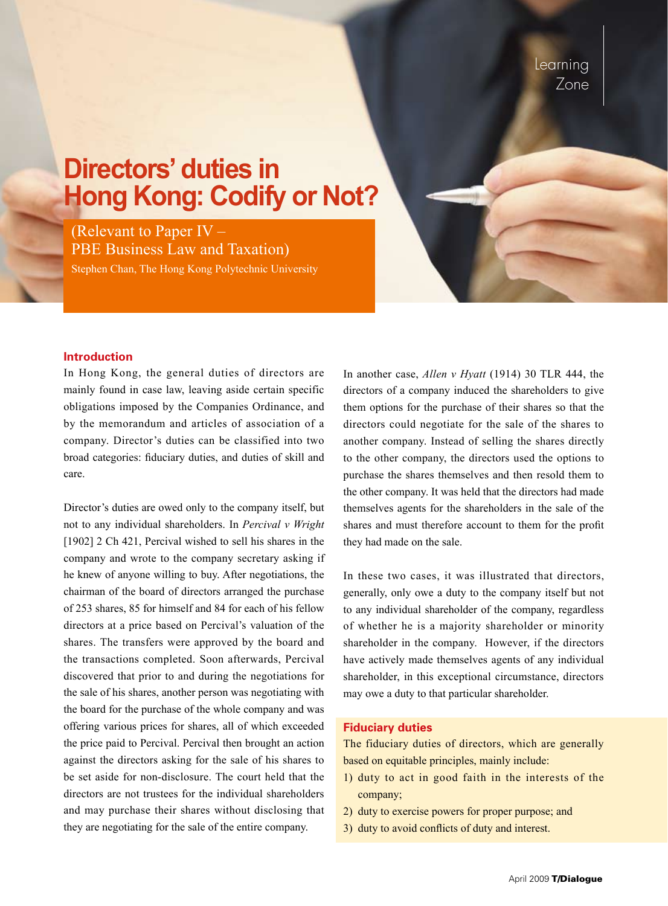Learning Zone

# Directors' duties in Hong Kong: Codify or Not?

(Relevant to Paper IV – PBE Business Law and Taxation)

Stephen Chan, The Hong Kong Polytechnic University

## Introduction

In Hong Kong, the general duties of directors are mainly found in case law, leaving aside certain specific obligations imposed by the Companies Ordinance, and by the memorandum and articles of association of a company. Director's duties can be classified into two broad categories: fiduciary duties, and duties of skill and care.

Director's duties are owed only to the company itself, but not to any individual shareholders. In *Percival v Wright* [1902] 2 Ch 421, Percival wished to sell his shares in the company and wrote to the company secretary asking if he knew of anyone willing to buy. After negotiations, the chairman of the board of directors arranged the purchase of 253 shares, 85 for himself and 84 for each of his fellow directors at a price based on Percival's valuation of the shares. The transfers were approved by the board and the transactions completed. Soon afterwards, Percival discovered that prior to and during the negotiations for the sale of his shares, another person was negotiating with the board for the purchase of the whole company and was offering various prices for shares, all of which exceeded the price paid to Percival. Percival then brought an action against the directors asking for the sale of his shares to be set aside for non-disclosure. The court held that the directors are not trustees for the individual shareholders and may purchase their shares without disclosing that they are negotiating for the sale of the entire company.

In another case, *Allen v Hyatt* (1914) 30 TLR 444, the directors of a company induced the shareholders to give them options for the purchase of their shares so that the directors could negotiate for the sale of the shares to another company. Instead of selling the shares directly to the other company, the directors used the options to purchase the shares themselves and then resold them to the other company. It was held that the directors had made themselves agents for the shareholders in the sale of the shares and must therefore account to them for the profit they had made on the sale.

In these two cases, it was illustrated that directors, generally, only owe a duty to the company itself but not to any individual shareholder of the company, regardless of whether he is a majority shareholder or minority shareholder in the company. However, if the directors have actively made themselves agents of any individual shareholder, in this exceptional circumstance, directors may owe a duty to that particular shareholder.

## Fiduciary duties

The fiduciary duties of directors, which are generally based on equitable principles, mainly include:

1) duty to act in good faith in the interests of the company;
2) duty to exercise powers for proper purpose; and
3) duty to avoid conflicts of duty and interest.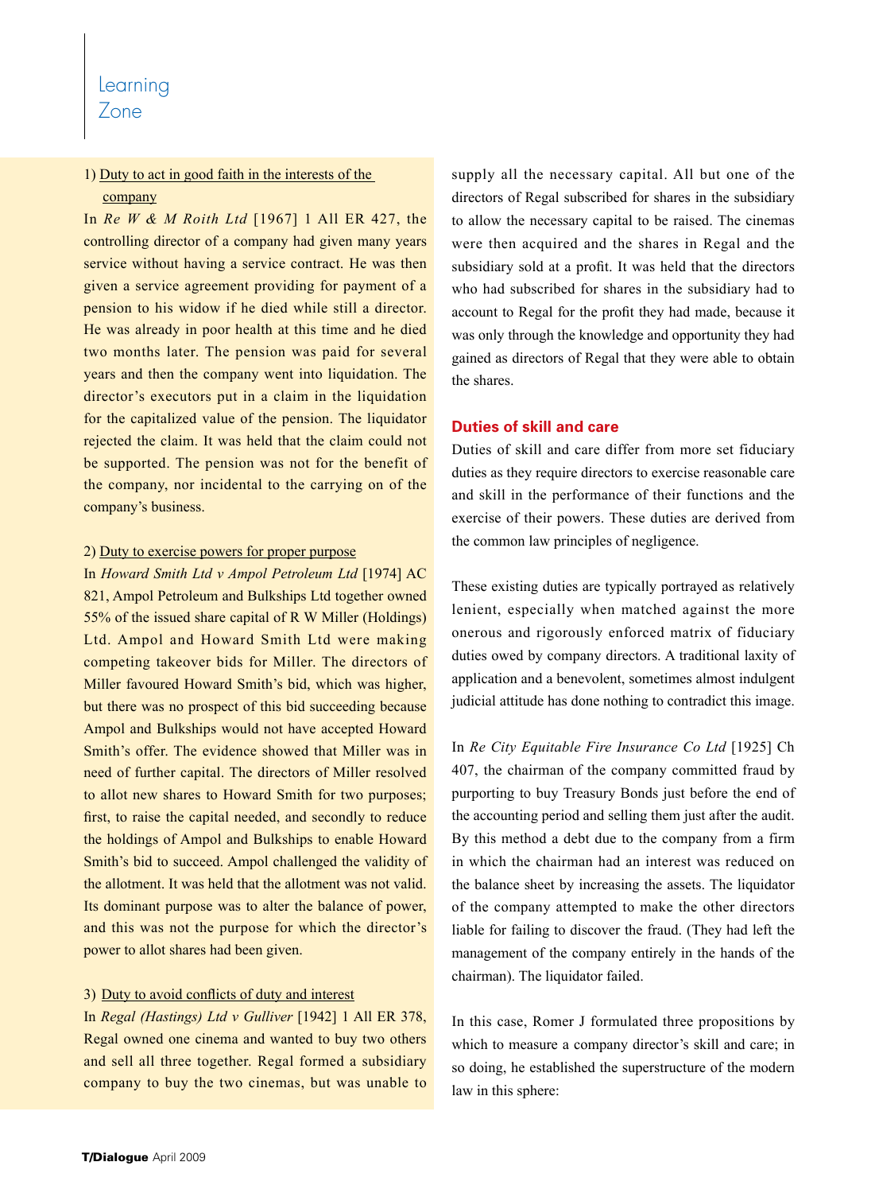1) Duty to act in good faith in the interests of the company

In *Re W & M Roith Ltd* [1967] 1 All ER 427, the controlling director of a company had given many years service without having a service contract. He was then given a service agreement providing for payment of a pension to his widow if he died while still a director. He was already in poor health at this time and he died two months later. The pension was paid for several years and then the company went into liquidation. The director's executors put in a claim in the liquidation for the capitalized value of the pension. The liquidator rejected the claim. It was held that the claim could not be supported. The pension was not for the benefit of the company, nor incidental to the carrying on of the company's business.

2) Duty to exercise powers for proper purpose

In *Howard Smith Ltd v Ampol Petroleum Ltd* [1974] AC 821, Ampol Petroleum and Bulkships Ltd together owned 55% of the issued share capital of R W Miller (Holdings) Ltd. Ampol and Howard Smith Ltd were making competing takeover bids for Miller. The directors of Miller favoured Howard Smith's bid, which was higher, but there was no prospect of this bid succeeding because Ampol and Bulkships would not have accepted Howard Smith's offer. The evidence showed that Miller was in need of further capital. The directors of Miller resolved to allot new shares to Howard Smith for two purposes; first, to raise the capital needed, and secondly to reduce the holdings of Ampol and Bulkships to enable Howard Smith's bid to succeed. Ampol challenged the validity of the allotment. It was held that the allotment was not valid. Its dominant purpose was to alter the balance of power, and this was not the purpose for which the director's power to allot shares had been given.

3) Duty to avoid conflicts of duty and interest

In *Regal (Hastings) Ltd v Gulliver* [1942] 1 All ER 378, Regal owned one cinema and wanted to buy two others and sell all three together. Regal formed a subsidiary company to buy the two cinemas, but was unable to supply all the necessary capital. All but one of the directors of Regal subscribed for shares in the subsidiary to allow the necessary capital to be raised. The cinemas were then acquired and the shares in Regal and the subsidiary sold at a profit. It was held that the directors who had subscribed for shares in the subsidiary had to account to Regal for the profit they had made, because it was only through the knowledge and opportunity they had gained as directors of Regal that they were able to obtain the shares.

## Duties of skill and care

Duties of skill and care differ from more set fiduciary duties as they require directors to exercise reasonable care and skill in the performance of their functions and the exercise of their powers. These duties are derived from the common law principles of negligence.

These existing duties are typically portrayed as relatively lenient, especially when matched against the more onerous and rigorously enforced matrix of fiduciary duties owed by company directors. A traditional laxity of application and a benevolent, sometimes almost indulgent judicial attitude has done nothing to contradict this image.

In *Re City Equitable Fire Insurance Co Ltd* [1925] Ch 407, the chairman of the company committed fraud by purporting to buy Treasury Bonds just before the end of the accounting period and selling them just after the audit. By this method a debt due to the company from a firm in which the chairman had an interest was reduced on the balance sheet by increasing the assets. The liquidator of the company attempted to make the other directors liable for failing to discover the fraud. (They had left the management of the company entirely in the hands of the chairman). The liquidator failed.

In this case, Romer J formulated three propositions by which to measure a company director's skill and care; in so doing, he established the superstructure of the modern law in this sphere: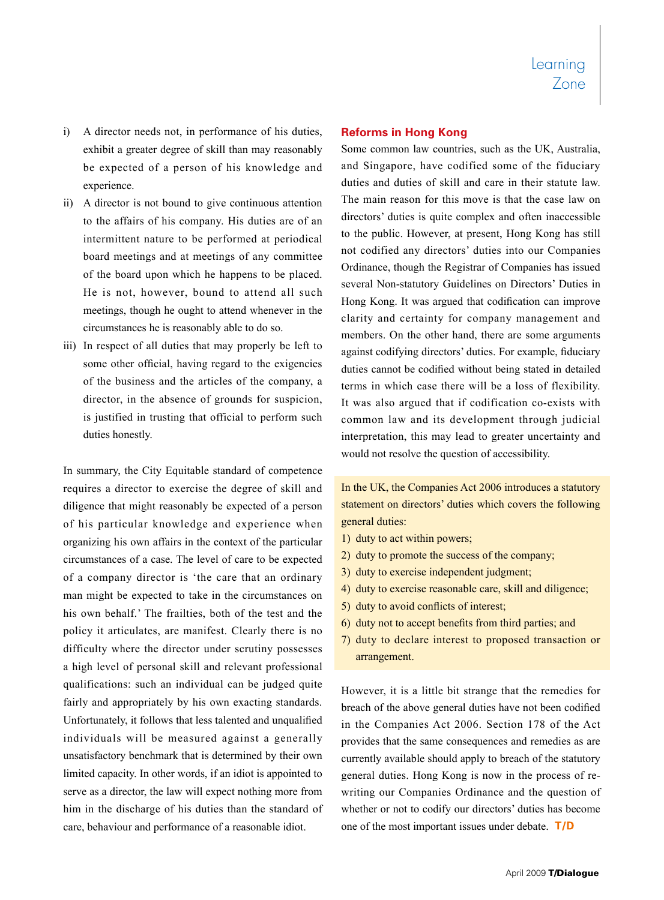i) A director needs not, in performance of his duties, exhibit a greater degree of skill than may reasonably be expected of a person of his knowledge and experience.

ii) A director is not bound to give continuous attention to the affairs of his company. His duties are of an intermittent nature to be performed at periodical board meetings and at meetings of any committee of the board upon which he happens to be placed. He is not, however, bound to attend all such meetings, though he ought to attend whenever in the circumstances he is reasonably able to do so.

iii) In respect of all duties that may properly be left to some other official, having regard to the exigencies of the business and the articles of the company, a director, in the absence of grounds for suspicion, is justified in trusting that official to perform such duties honestly.

In summary, the City Equitable standard of competence requires a director to exercise the degree of skill and diligence that might reasonably be expected of a person of his particular knowledge and experience when organizing his own affairs in the context of the particular circumstances of a case. The level of care to be expected of a company director is 'the care that an ordinary man might be expected to take in the circumstances on his own behalf.' The frailties, both of the test and the policy it articulates, are manifest. Clearly there is no difficulty where the director under scrutiny possesses a high level of personal skill and relevant professional qualifications: such an individual can be judged quite fairly and appropriately by his own exacting standards. Unfortunately, it follows that less talented and unqualified individuals will be measured against a generally unsatisfactory benchmark that is determined by their own limited capacity. In other words, if an idiot is appointed to serve as a director, the law will expect nothing more from him in the discharge of his duties than the standard of care, behaviour and performance of a reasonable idiot.

## Reforms in Hong Kong

Some common law countries, such as the UK, Australia, and Singapore, have codified some of the fiduciary duties and duties of skill and care in their statute law. The main reason for this move is that the case law on directors' duties is quite complex and often inaccessible to the public. However, at present, Hong Kong has still not codified any directors' duties into our Companies Ordinance, though the Registrar of Companies has issued several Non-statutory Guidelines on Directors' Duties in Hong Kong. It was argued that codification can improve clarity and certainty for company management and members. On the other hand, there are some arguments against codifying directors' duties. For example, fiduciary duties cannot be codified without being stated in detailed terms in which case there will be a loss of flexibility. It was also argued that if codification co-exists with common law and its development through judicial interpretation, this may lead to greater uncertainty and would not resolve the question of accessibility.

In the UK, the Companies Act 2006 introduces a statutory statement on directors' duties which covers the following general duties:

1) duty to act within powers;
2) duty to promote the success of the company;
3) duty to exercise independent judgment;
4) duty to exercise reasonable care, skill and diligence;
5) duty to avoid conflicts of interest;
6) duty not to accept benefits from third parties; and
7) duty to declare interest to proposed transaction or arrangement.

However, it is a little bit strange that the remedies for breach of the above general duties have not been codified in the Companies Act 2006. Section 178 of the Act provides that the same consequences and remedies as are currently available should apply to breach of the statutory general duties. Hong Kong is now in the process of re-writing our Companies Ordinance and the question of whether or not to codify our directors' duties has become one of the most important issues under debate. **T/D**